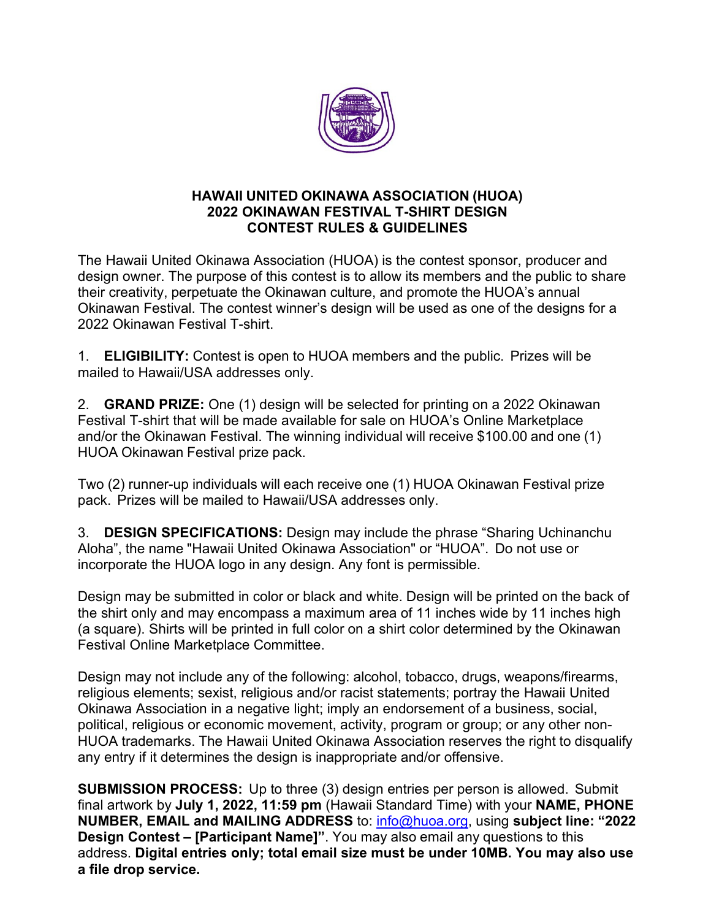# HAWAII UNITED OKINAWA ASSOCIATION (HUOA)
# 2022 OKINAWAN FESTIVAL T-SHIRT DESIGN
# CONTEST RULES & GUIDELINES

The Hawaii United Okinawa Association (HUOA) is the contest sponsor, producer and design owner. The purpose of this contest is to allow its members and the public to share their creativity, perpetuate the Okinawan culture, and promote the HUOA's annual Okinawan Festival. The contest winner's design will be used as one of the designs for a 2022 Okinawan Festival T-shirt.

1. **ELIGIBILITY:** Contest is open to HUOA members and the public. Prizes will be mailed to Hawaii/USA addresses only.

2. **GRAND PRIZE:** One (1) design will be selected for printing on a 2022 Okinawan Festival T-shirt that will be made available for sale on HUOA's Online Marketplace and/or the Okinawan Festival. The winning individual will receive $100.00 and one (1) HUOA Okinawan Festival prize pack.

   Two (2) runner-up individuals will each receive one (1) HUOA Okinawan Festival prize pack. Prizes will be mailed to Hawaii/USA addresses only.

3. **DESIGN SPECIFICATIONS:** Design may include the phrase "Sharing Uchinanchu Aloha", the name "Hawaii United Okinawa Association" or "HUOA". Do not use or incorporate the HUOA logo in any design. Any font is permissible.

   Design may be submitted in color or black and white. Design will be printed on the back of the shirt only and may encompass a maximum area of 11 inches wide by 11 inches high (a square). Shirts will be printed in full color on a shirt color determined by the Okinawan Festival Online Marketplace Committee.

   Design may not include any of the following: alcohol, tobacco, drugs, weapons/firearms, religious elements; sexist, religious and/or racist statements; portray the Hawaii United Okinawa Association in a negative light; imply an endorsement of a business, social, political, religious or economic movement, activity, program or group; or any other non-HUOA trademarks. The Hawaii United Okinawa Association reserves the right to disqualify any entry if it determines the design is inappropriate and/or offensive.

**SUBMISSION PROCESS:** Up to three (3) design entries per person is allowed. Submit final artwork by **July 1, 2022, 11:59 pm** (Hawaii Standard Time) with your **NAME, PHONE NUMBER, EMAIL and MAILING ADDRESS** to: info@huoa.org, using **subject line: "2022 Design Contest – [Participant Name]"**. You may also email any questions to this address. **Digital entries only; total email size must be under 10MB. You may also use a file drop service.**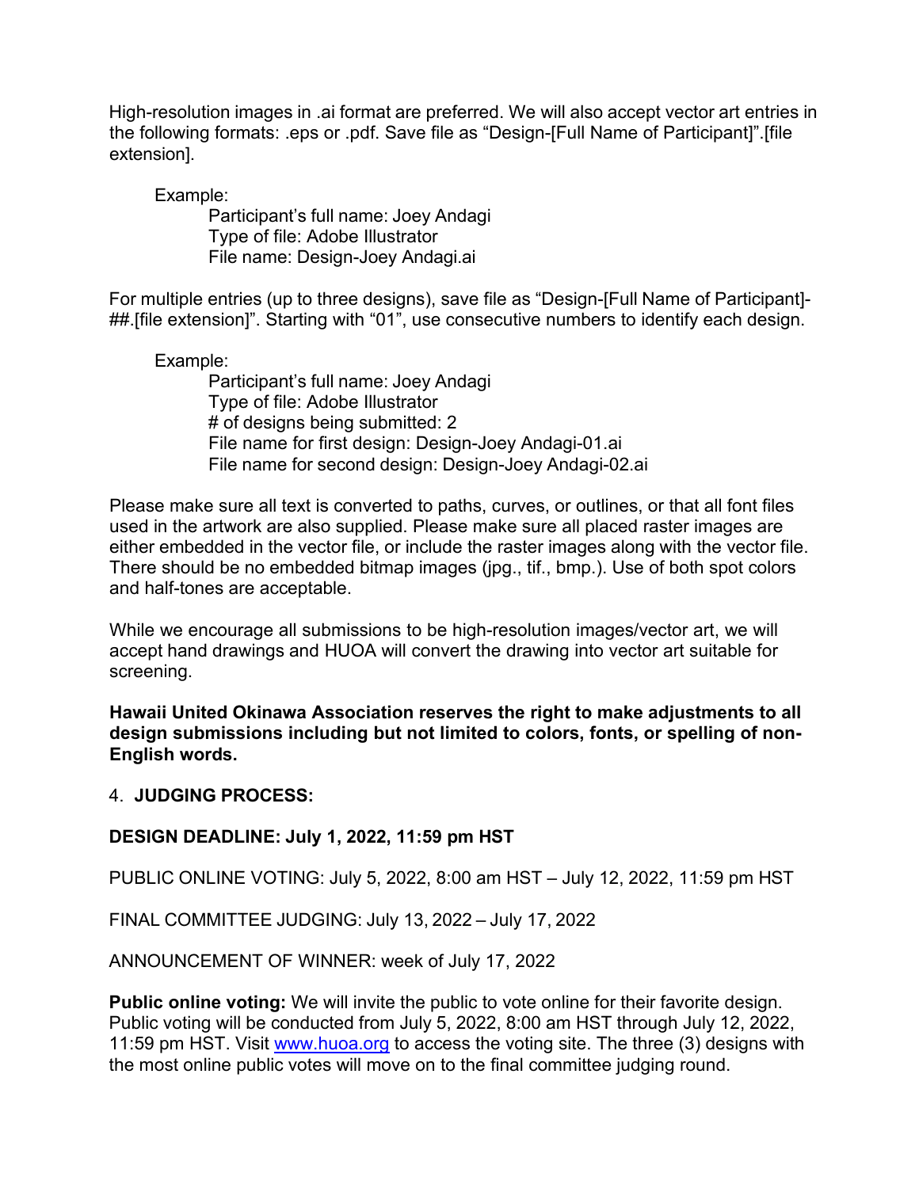High-resolution images in .ai format are preferred. We will also accept vector art entries in the following formats: .eps or .pdf. Save file as "Design-[Full Name of Participant]".[file extension].

Example:
Participant's full name: Joey Andagi
Type of file: Adobe Illustrator
File name: Design-Joey Andagi.ai

For multiple entries (up to three designs), save file as "Design-[Full Name of Participant]-##.[file extension]". Starting with "01", use consecutive numbers to identify each design.

Example:
Participant's full name: Joey Andagi
Type of file: Adobe Illustrator
# of designs being submitted: 2
File name for first design: Design-Joey Andagi-01.ai
File name for second design: Design-Joey Andagi-02.ai

Please make sure all text is converted to paths, curves, or outlines, or that all font files used in the artwork are also supplied. Please make sure all placed raster images are either embedded in the vector file, or include the raster images along with the vector file. There should be no embedded bitmap images (jpg., tif., bmp.). Use of both spot colors and half-tones are acceptable.

While we encourage all submissions to be high-resolution images/vector art, we will accept hand drawings and HUOA will convert the drawing into vector art suitable for screening.

**Hawaii United Okinawa Association reserves the right to make adjustments to all design submissions including but not limited to colors, fonts, or spelling of non-English words.**

4. **JUDGING PROCESS:**

**DESIGN DEADLINE: July 1, 2022, 11:59 pm HST**

PUBLIC ONLINE VOTING: July 5, 2022, 8:00 am HST – July 12, 2022, 11:59 pm HST

FINAL COMMITTEE JUDGING: July 13, 2022 – July 17, 2022

ANNOUNCEMENT OF WINNER: week of July 17, 2022

**Public online voting:** We will invite the public to vote online for their favorite design. Public voting will be conducted from July 5, 2022, 8:00 am HST through July 12, 2022, 11:59 pm HST. Visit [www.huoa.org](http://www.huoa.org) to access the voting site. The three (3) designs with the most online public votes will move on to the final committee judging round.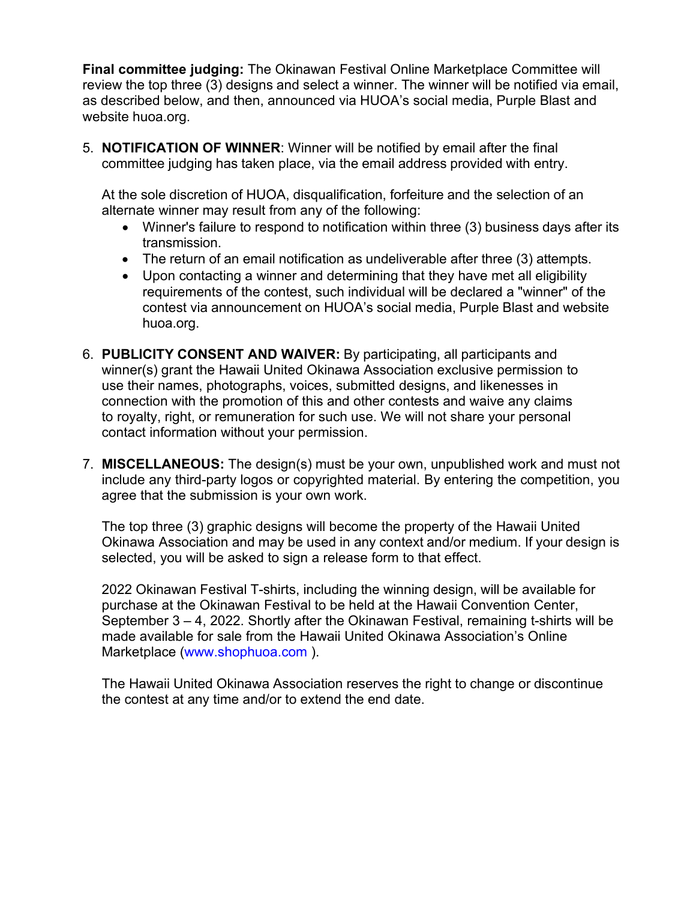**Final committee judging:** The Okinawan Festival Online Marketplace Committee will review the top three (3) designs and select a winner. The winner will be notified via email, as described below, and then, announced via HUOA's social media, Purple Blast and website huoa.org.

5. **NOTIFICATION OF WINNER**: Winner will be notified by email after the final committee judging has taken place, via the email address provided with entry.

   At the sole discretion of HUOA, disqualification, forfeiture and the selection of an alternate winner may result from any of the following:

   - Winner's failure to respond to notification within three (3) business days after its transmission.
   - The return of an email notification as undeliverable after three (3) attempts.
   - Upon contacting a winner and determining that they have met all eligibility requirements of the contest, such individual will be declared a "winner" of the contest via announcement on HUOA's social media, Purple Blast and website huoa.org.

6. **PUBLICITY CONSENT AND WAIVER:** By participating, all participants and winner(s) grant the Hawaii United Okinawa Association exclusive permission to use their names, photographs, voices, submitted designs, and likenesses in connection with the promotion of this and other contests and waive any claims to royalty, right, or remuneration for such use. We will not share your personal contact information without your permission.

7. **MISCELLANEOUS:** The design(s) must be your own, unpublished work and must not include any third-party logos or copyrighted material. By entering the competition, you agree that the submission is your own work.

   The top three (3) graphic designs will become the property of the Hawaii United Okinawa Association and may be used in any context and/or medium. If your design is selected, you will be asked to sign a release form to that effect.

   2022 Okinawan Festival T-shirts, including the winning design, will be available for purchase at the Okinawan Festival to be held at the Hawaii Convention Center, September 3 – 4, 2022. Shortly after the Okinawan Festival, remaining t-shirts will be made available for sale from the Hawaii United Okinawa Association's Online Marketplace (www.shophuoa.com ).

   The Hawaii United Okinawa Association reserves the right to change or discontinue the contest at any time and/or to extend the end date.